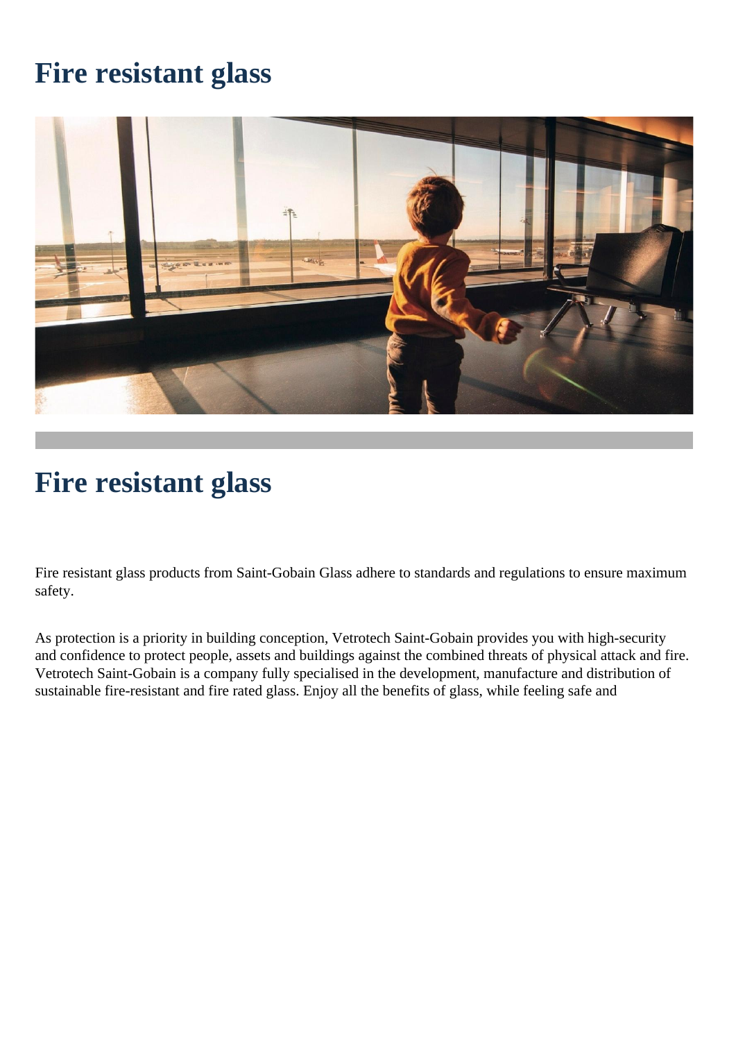# Fire resistant glass

# Fire resistant glass

Fire resistant glass products from Saint-Gobain Glass adhere to standards and regulations to ensure maximum safety.

As protection is a priority in building conception, Vetrotech Saint-Gobain provides you with high-security and confidence to protect people, assets and buildings against the combined threats of physical attack and fire. Vetrotech Saint-Gobain is a company fully specialised in the development, manufacture and distribution of sustainable fire-resistant and fire rated glass. Enjoy all the benefits of glass, while feeling safe and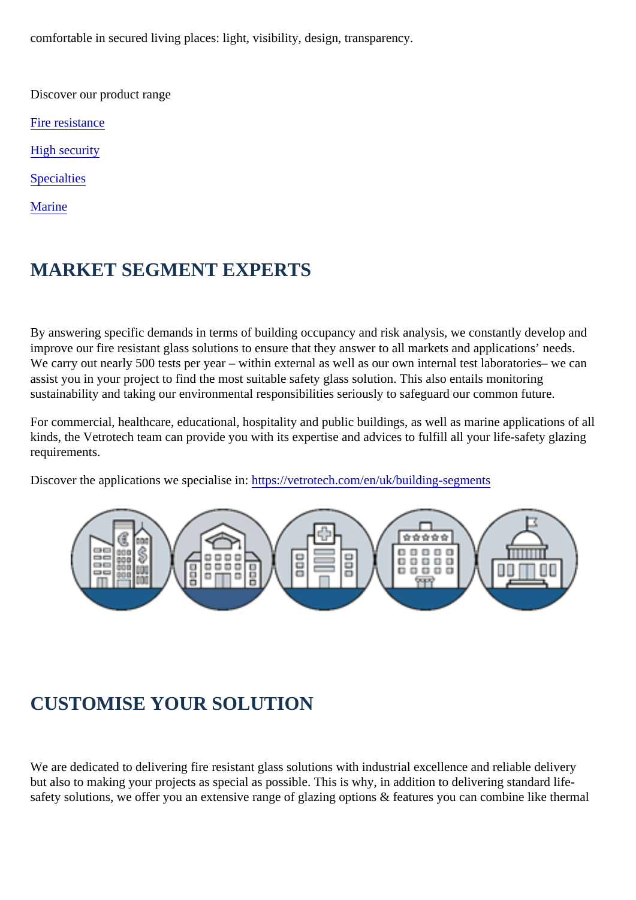comfortable in secured living places: light, visibility, design, transparency.

Discover our product range

[Fire resistance](#)

[High security](#)

[Specialties](#)

[Marine](#)

## MARKET SEGMENT EXPERTS

By answering specific demands in terms of building occupancy and risk analysis, we constantly develop and improve our fire resistant glass solutions to ensure that they answer to all markets and applications' needs. We carry out nearly 500 tests per year – within external as well as our own internal test laboratories– we can assist you in your project to find the most suitable safety glass solution. This also entails monitoring sustainability and taking our environmental responsibilities seriously to safeguard our common future.

For commercial, healthcare, educational, hospitality and public buildings, as well as marine applications of all kinds, the Vetrotech team can provide you with its expertise and advices to fulfill all your life-safety glazing requirements.

Discover the applications we specialise in: [https://vetrotech.com/en/uk/building-segments](https://vetrotech.com/en/uk/building-segments)

## CUSTOMISE YOUR SOLUTION

We are dedicated to delivering fire resistant glass solutions with industrial excellence and reliable delivery but also to making your projects as special as possible. This is why, in addition to delivering standard life-safety solutions, we offer you an extensive range of glazing options & features you can combine like thermal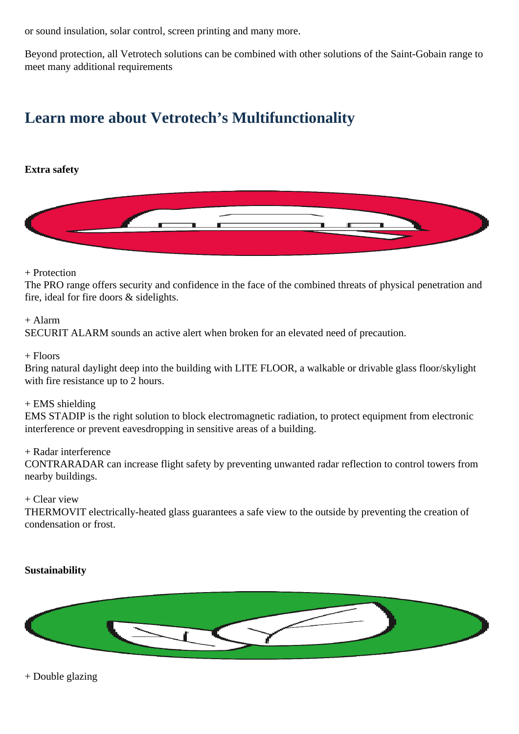or sound insulation, solar control, screen printing and many more.

Beyond protection, all Vetrotech solutions can be combined with other solutions of the Saint-Gobain range to meet many additional requirements

## Learn more about Vetrotech's Multifunctionality

**Extra safety**

+ Protection
The PRO range offers security and confidence in the face of the combined threats of physical penetration and fire, ideal for fire doors & sidelights.

+ Alarm
SECURIT ALARM sounds an active alert when broken for an elevated need of precaution.

+ Floors
Bring natural daylight deep into the building with LITE FLOOR, a walkable or drivable glass floor/skylight with fire resistance up to 2 hours.

+ EMS shielding
EMS STADIP is the right solution to block electromagnetic radiation, to protect equipment from electronic interference or prevent eavesdropping in sensitive areas of a building.

+ Radar interference
CONTRARADAR can increase flight safety by preventing unwanted radar reflection to control towers from nearby buildings.

+ Clear view
THERMOVIT electrically-heated glass guarantees a safe view to the outside by preventing the creation of condensation or frost.

**Sustainability**

+ Double glazing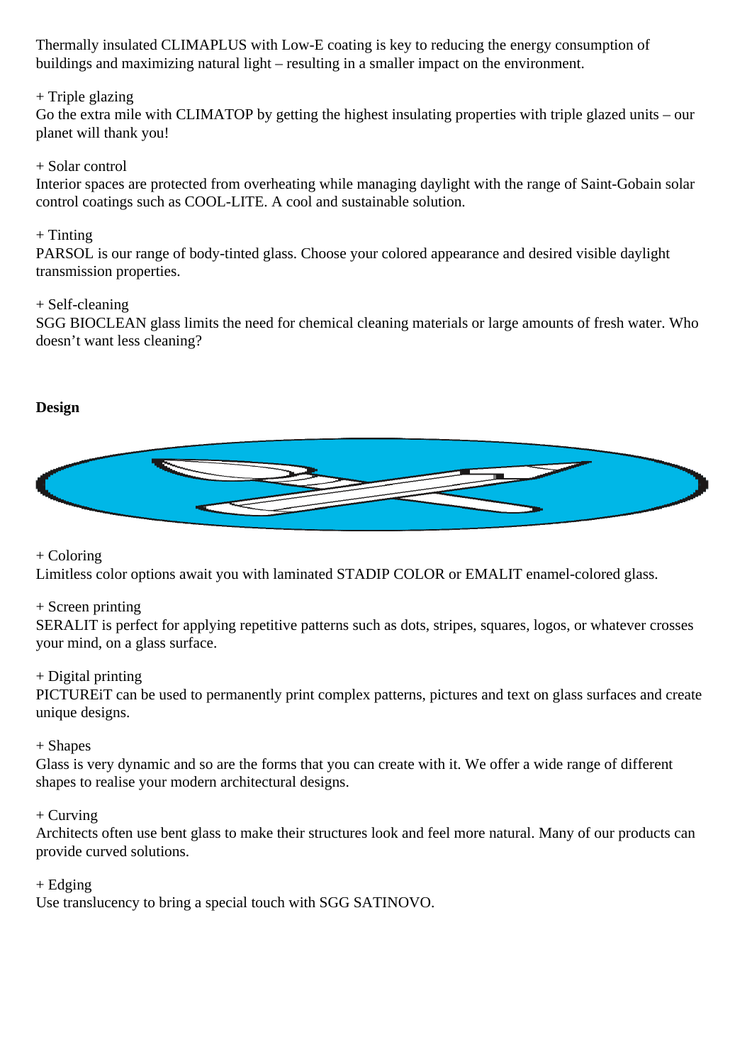Thermally insulated CLIMAPLUS with Low-E coating is key to reducing the energy consumption of buildings and maximizing natural light – resulting in a smaller impact on the environment.

+ Triple glazing
Go the extra mile with CLIMATOP by getting the highest insulating properties with triple glazed units – our planet will thank you!

+ Solar control
Interior spaces are protected from overheating while managing daylight with the range of Saint-Gobain solar control coatings such as COOL-LITE. A cool and sustainable solution.

+ Tinting
PARSOL is our range of body-tinted glass. Choose your colored appearance and desired visible daylight transmission properties.

+ Self-cleaning
SGG BIOCLEAN glass limits the need for chemical cleaning materials or large amounts of fresh water. Who doesn't want less cleaning?

**Design**

+ Coloring
Limitless color options await you with laminated STADIP COLOR or EMALIT enamel-colored glass.

+ Screen printing
SERALIT is perfect for applying repetitive patterns such as dots, stripes, squares, logos, or whatever crosses your mind, on a glass surface.

+ Digital printing
PICTUREiT can be used to permanently print complex patterns, pictures and text on glass surfaces and create unique designs.

+ Shapes
Glass is very dynamic and so are the forms that you can create with it. We offer a wide range of different shapes to realise your modern architectural designs.

+ Curving
Architects often use bent glass to make their structures look and feel more natural. Many of our products can provide curved solutions.

+ Edging
Use translucency to bring a special touch with SGG SATINOVO.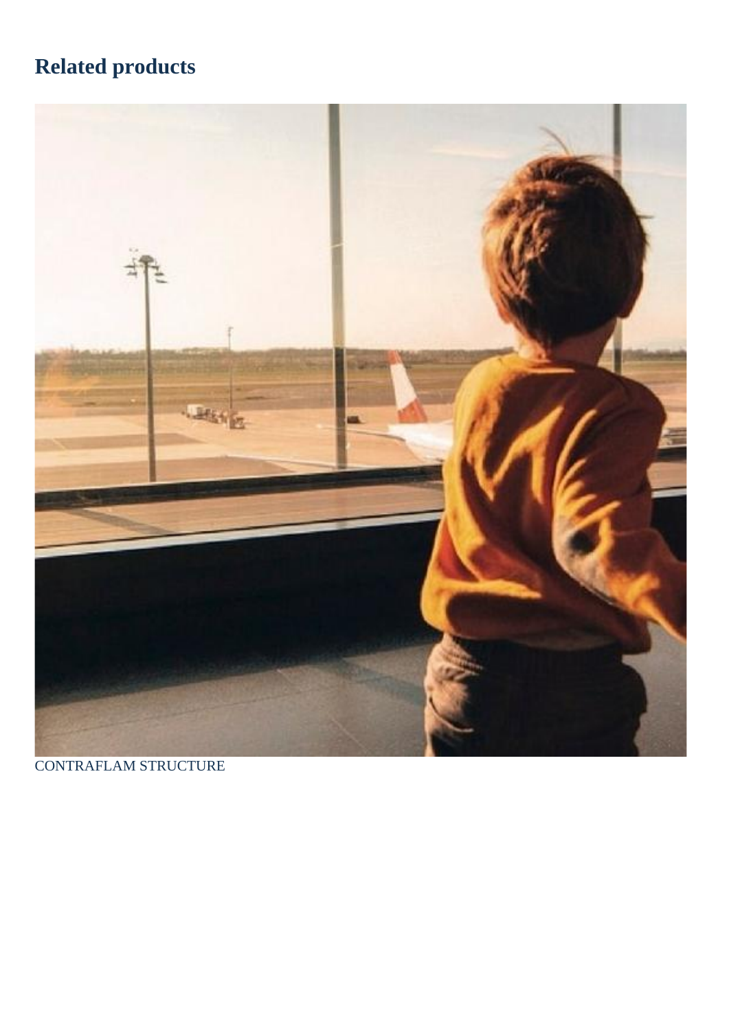## Related products

CONTRAFLAM STRUCTURE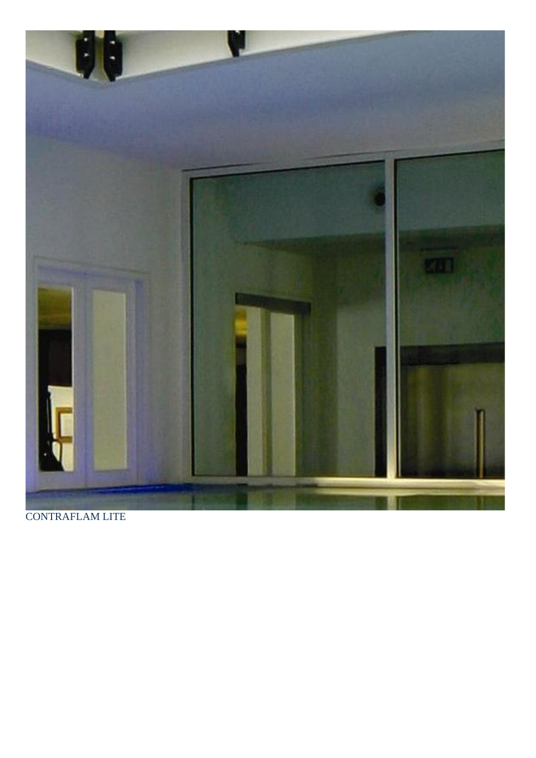CONTRAFLAM LITE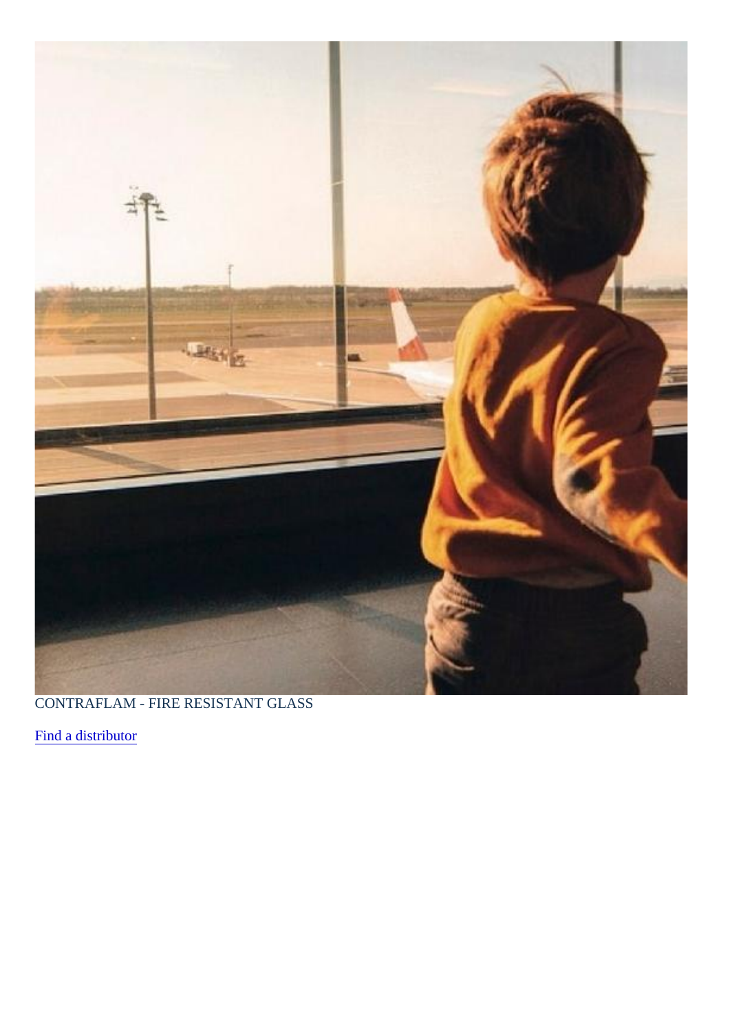CONTRAFLAM - FIRE RESISTANT GLASS

Find a distributor